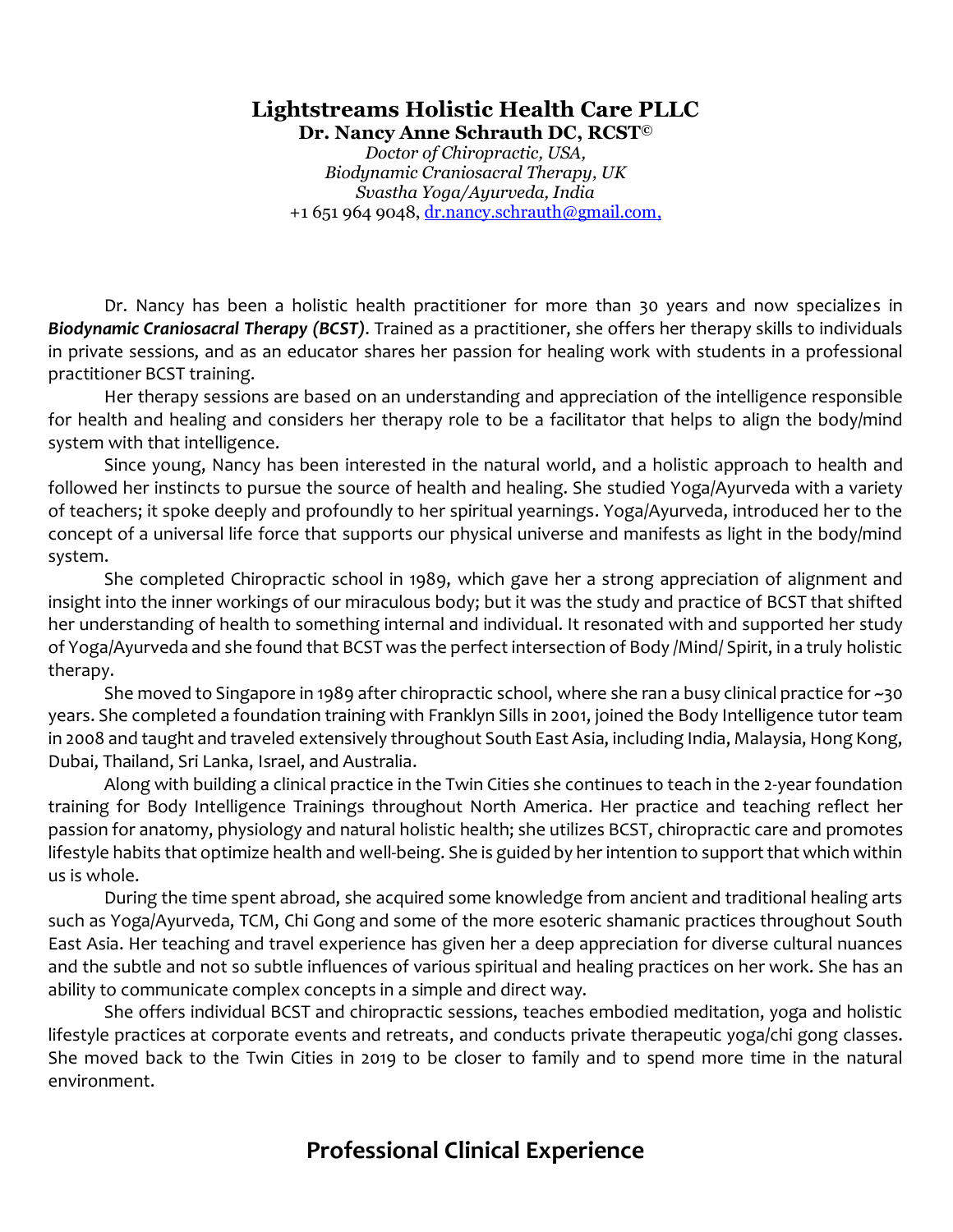# Lightstreams Holistic Health Care PLLC

**Dr. Nancy Anne Schrauth DC, RCST©**

*Doctor of Chiropractic, USA,*
*Biodynamic Craniosacral Therapy, UK*
*Svastha Yoga/Ayurveda, India*
+1 651 964 9048, dr.nancy.schrauth@gmail.com,

Dr. Nancy has been a holistic health practitioner for more than 30 years and now specializes in ***Biodynamic Craniosacral Therapy (BCST)***. Trained as a practitioner, she offers her therapy skills to individuals in private sessions, and as an educator shares her passion for healing work with students in a professional practitioner BCST training.

Her therapy sessions are based on an understanding and appreciation of the intelligence responsible for health and healing and considers her therapy role to be a facilitator that helps to align the body/mind system with that intelligence.

Since young, Nancy has been interested in the natural world, and a holistic approach to health and followed her instincts to pursue the source of health and healing. She studied Yoga/Ayurveda with a variety of teachers; it spoke deeply and profoundly to her spiritual yearnings. Yoga/Ayurveda, introduced her to the concept of a universal life force that supports our physical universe and manifests as light in the body/mind system.

She completed Chiropractic school in 1989, which gave her a strong appreciation of alignment and insight into the inner workings of our miraculous body; but it was the study and practice of BCST that shifted her understanding of health to something internal and individual. It resonated with and supported her study of Yoga/Ayurveda and she found that BCST was the perfect intersection of Body /Mind/ Spirit, in a truly holistic therapy.

She moved to Singapore in 1989 after chiropractic school, where she ran a busy clinical practice for ~30 years. She completed a foundation training with Franklyn Sills in 2001, joined the Body Intelligence tutor team in 2008 and taught and traveled extensively throughout South East Asia, including India, Malaysia, Hong Kong, Dubai, Thailand, Sri Lanka, Israel, and Australia.

Along with building a clinical practice in the Twin Cities she continues to teach in the 2-year foundation training for Body Intelligence Trainings throughout North America. Her practice and teaching reflect her passion for anatomy, physiology and natural holistic health; she utilizes BCST, chiropractic care and promotes lifestyle habits that optimize health and well-being. She is guided by her intention to support that which within us is whole.

During the time spent abroad, she acquired some knowledge from ancient and traditional healing arts such as Yoga/Ayurveda, TCM, Chi Gong and some of the more esoteric shamanic practices throughout South East Asia. Her teaching and travel experience has given her a deep appreciation for diverse cultural nuances and the subtle and not so subtle influences of various spiritual and healing practices on her work. She has an ability to communicate complex concepts in a simple and direct way.

She offers individual BCST and chiropractic sessions, teaches embodied meditation, yoga and holistic lifestyle practices at corporate events and retreats, and conducts private therapeutic yoga/chi gong classes. She moved back to the Twin Cities in 2019 to be closer to family and to spend more time in the natural environment.

## Professional Clinical Experience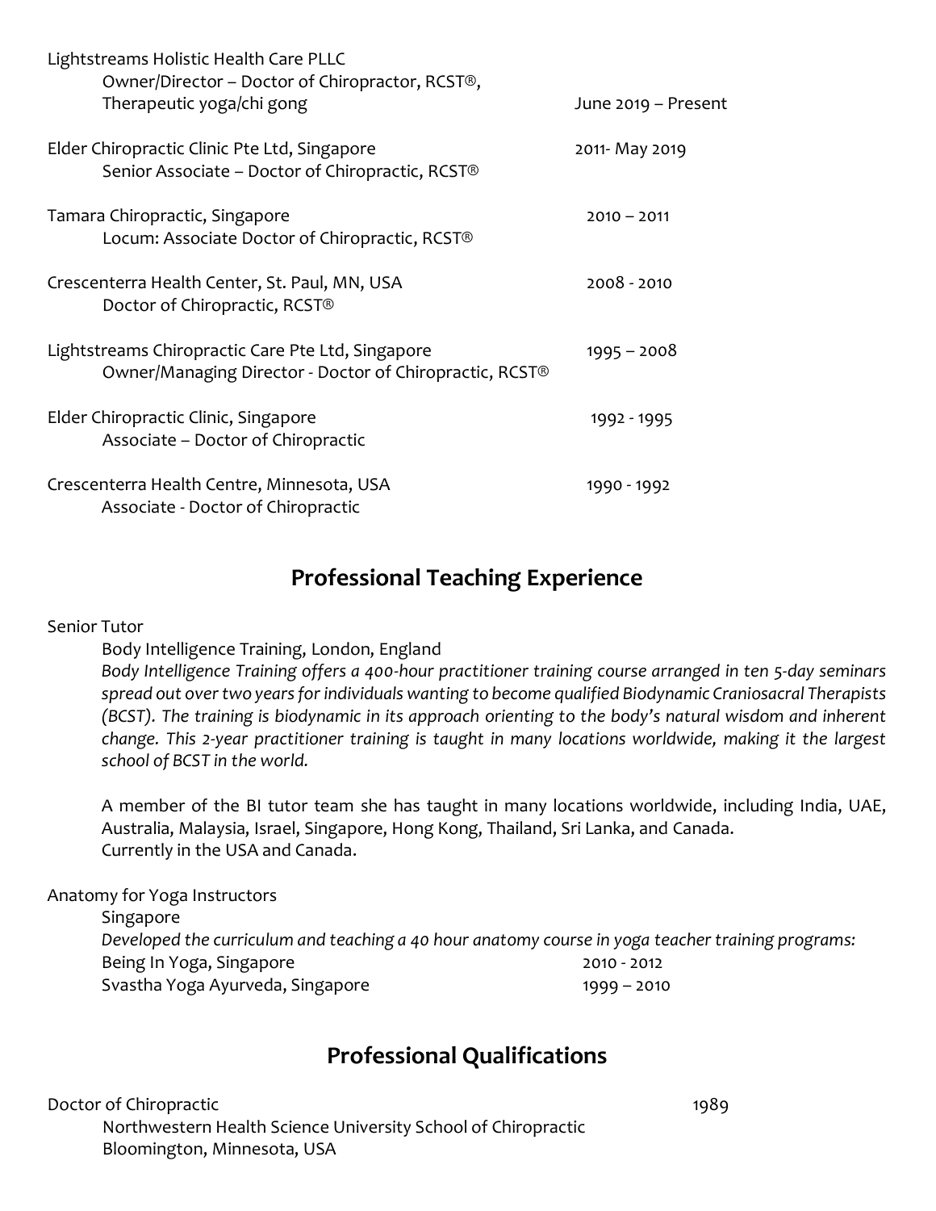Lightstreams Holistic Health Care PLLC
Owner/Director – Doctor of Chiropractor, RCST®,
Therapeutic yoga/chi gong — June 2019 – Present

Elder Chiropractic Clinic Pte Ltd, Singapore — 2011- May 2019
Senior Associate – Doctor of Chiropractic, RCST®

Tamara Chiropractic, Singapore — 2010 – 2011
Locum: Associate Doctor of Chiropractic, RCST®

Crescenterra Health Center, St. Paul, MN, USA — 2008 - 2010
Doctor of Chiropractic, RCST®

Lightstreams Chiropractic Care Pte Ltd, Singapore — 1995 – 2008
Owner/Managing Director - Doctor of Chiropractic, RCST®

Elder Chiropractic Clinic, Singapore — 1992 - 1995
Associate – Doctor of Chiropractic

Crescenterra Health Centre, Minnesota, USA — 1990 - 1992
Associate - Doctor of Chiropractic

## Professional Teaching Experience

Senior Tutor

Body Intelligence Training, London, England

*Body Intelligence Training offers a 400-hour practitioner training course arranged in ten 5-day seminars spread out over two years for individuals wanting to become qualified Biodynamic Craniosacral Therapists (BCST). The training is biodynamic in its approach orienting to the body's natural wisdom and inherent change. This 2-year practitioner training is taught in many locations worldwide, making it the largest school of BCST in the world.*

A member of the BI tutor team she has taught in many locations worldwide, including India, UAE, Australia, Malaysia, Israel, Singapore, Hong Kong, Thailand, Sri Lanka, and Canada.
Currently in the USA and Canada.

Anatomy for Yoga Instructors

Singapore

*Developed the curriculum and teaching a 40 hour anatomy course in yoga teacher training programs:*

Being In Yoga, Singapore — 2010 - 2012
Svastha Yoga Ayurveda, Singapore — 1999 – 2010

## Professional Qualifications

Doctor of Chiropractic — 1989
Northwestern Health Science University School of Chiropractic
Bloomington, Minnesota, USA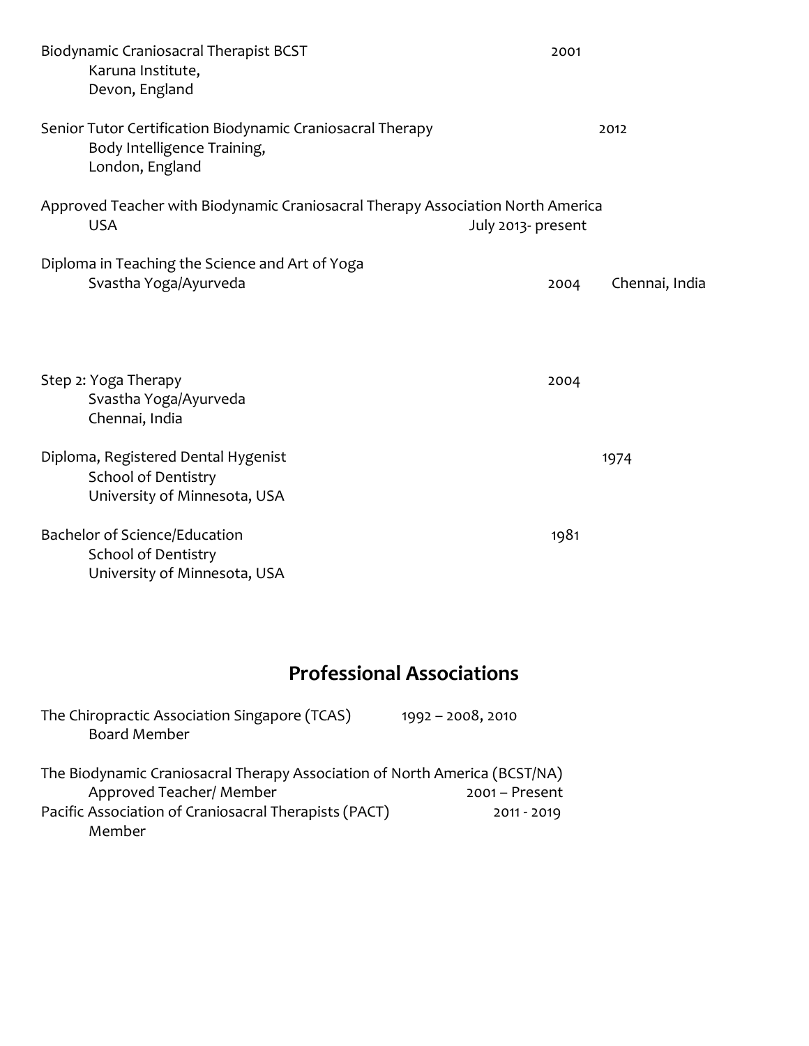Biodynamic Craniosacral Therapist BCST 2001
Karuna Institute,
Devon, England

Senior Tutor Certification Biodynamic Craniosacral Therapy 2012
Body Intelligence Training,
London, England

Approved Teacher with Biodynamic Craniosacral Therapy Association North America
USA July 2013- present

Diploma in Teaching the Science and Art of Yoga
Svastha Yoga/Ayurveda 2004 Chennai, India

Step 2: Yoga Therapy 2004
Svastha Yoga/Ayurveda
Chennai, India

Diploma, Registered Dental Hygenist 1974
School of Dentistry
University of Minnesota, USA

Bachelor of Science/Education 1981
School of Dentistry
University of Minnesota, USA

## Professional Associations

The Chiropractic Association Singapore (TCAS) 1992 – 2008, 2010
Board Member

The Biodynamic Craniosacral Therapy Association of North America (BCST/NA)
Approved Teacher/ Member 2001 – Present

Pacific Association of Craniosacral Therapists (PACT) 2011 - 2019
Member